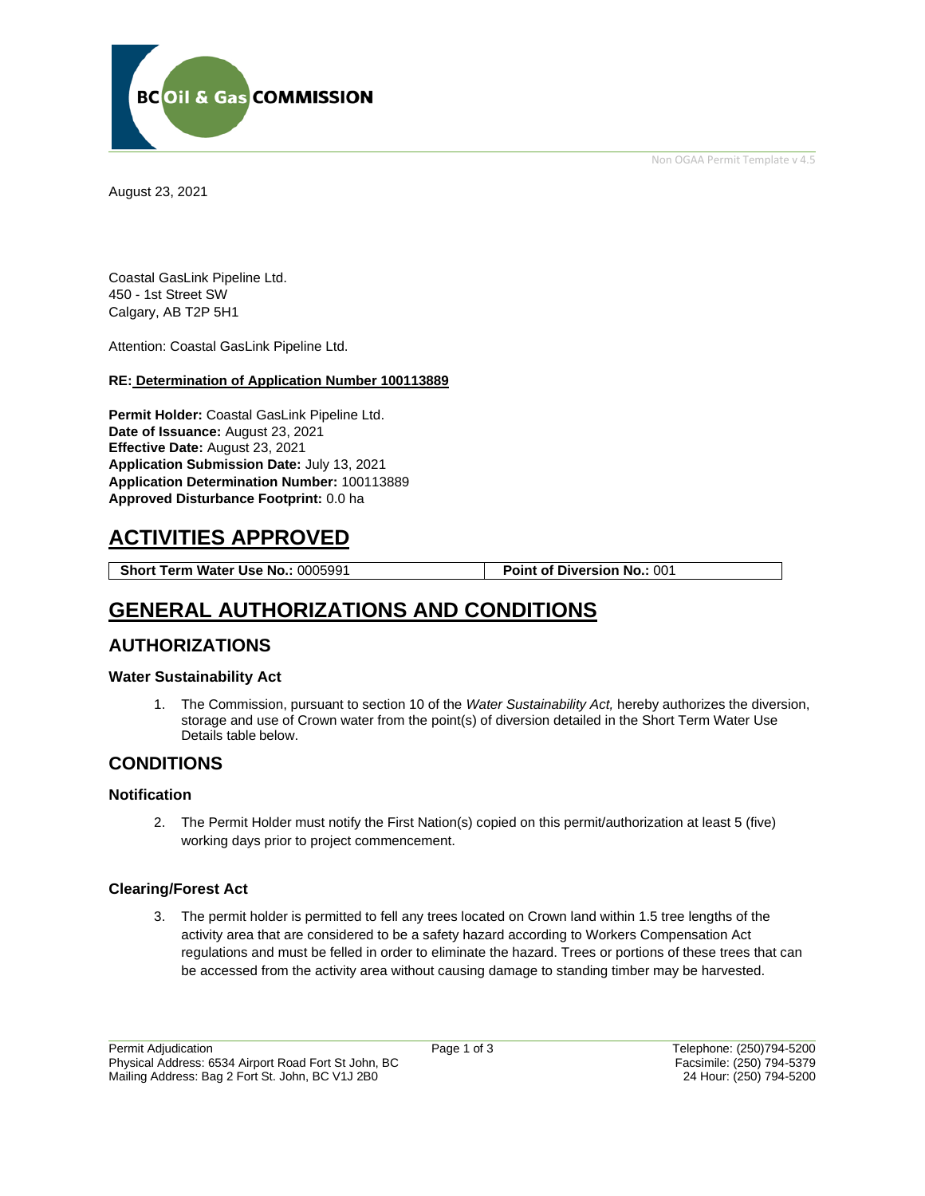BC Oil & Gas COMMISSION

Non OGAA Permit Template v 4.5

August 23, 2021

Coastal GasLink Pipeline Ltd.
450 - 1st Street SW
Calgary, AB T2P 5H1

Attention: Coastal GasLink Pipeline Ltd.

**RE: Determination of Application Number 100113889**

**Permit Holder:** Coastal GasLink Pipeline Ltd.
**Date of Issuance:** August 23, 2021
**Effective Date:** August 23, 2021
**Application Submission Date:** July 13, 2021
**Application Determination Number:** 100113889
**Approved Disturbance Footprint:** 0.0 ha

# ACTIVITIES APPROVED

| **Short Term Water Use No.:** 0005991 | **Point of Diversion No.:** 001 |
|---|---|

# GENERAL AUTHORIZATIONS AND CONDITIONS

## AUTHORIZATIONS

### Water Sustainability Act

1. The Commission, pursuant to section 10 of the *Water Sustainability Act,* hereby authorizes the diversion, storage and use of Crown water from the point(s) of diversion detailed in the Short Term Water Use Details table below.

## CONDITIONS

### Notification

2. The Permit Holder must notify the First Nation(s) copied on this permit/authorization at least 5 (five) working days prior to project commencement.

### Clearing/Forest Act

3. The permit holder is permitted to fell any trees located on Crown land within 1.5 tree lengths of the activity area that are considered to be a safety hazard according to Workers Compensation Act regulations and must be felled in order to eliminate the hazard. Trees or portions of these trees that can be accessed from the activity area without causing damage to standing timber may be harvested.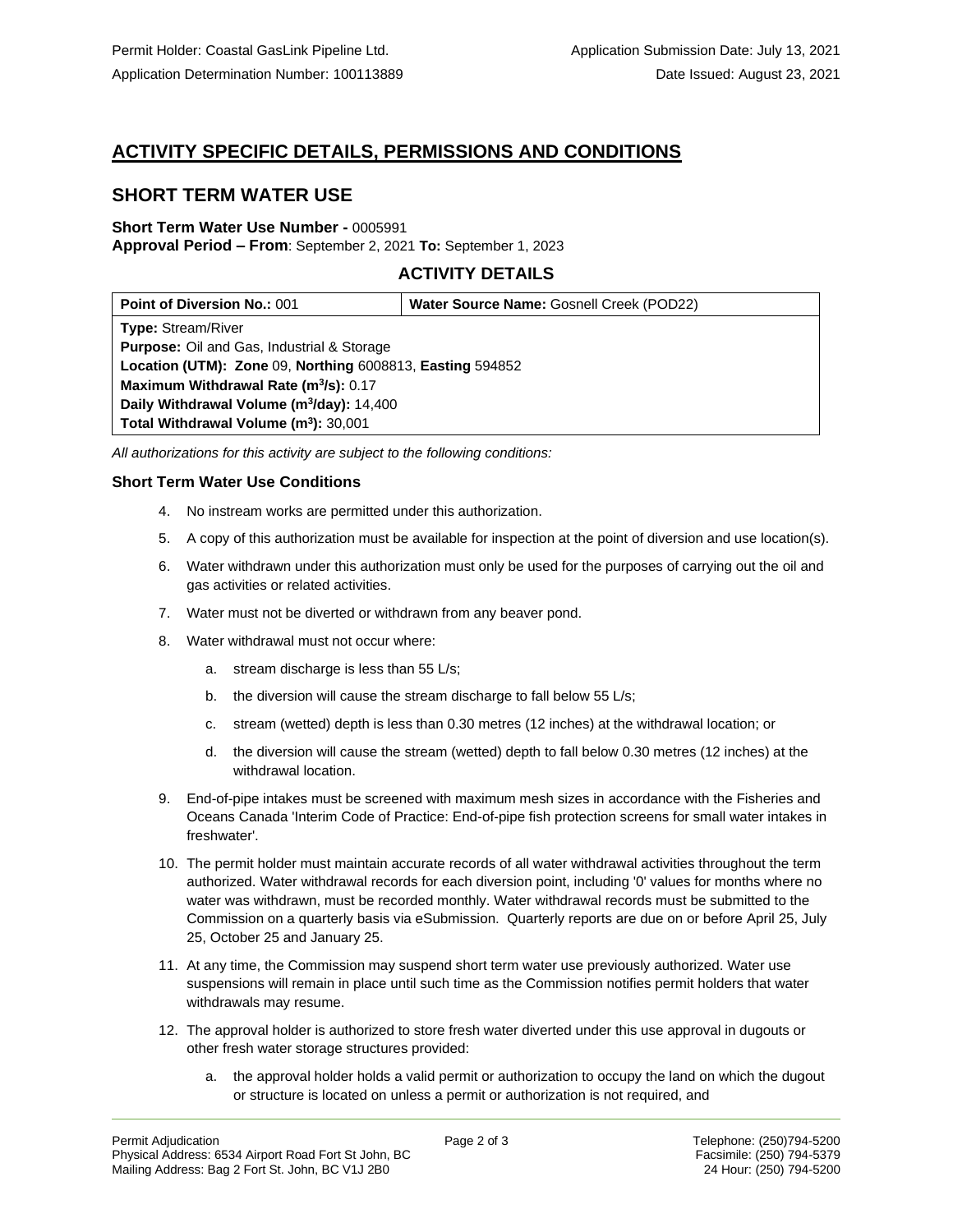Permit Holder: Coastal GasLink Pipeline Ltd.
Application Determination Number: 100113889

Application Submission Date: July 13, 2021
Date Issued: August 23, 2021

# ACTIVITY SPECIFIC DETAILS, PERMISSIONS AND CONDITIONS

## SHORT TERM WATER USE

**Short Term Water Use Number -** 0005991
**Approval Period – From**: September 2, 2021 **To:** September 1, 2023

### ACTIVITY DETAILS

| **Point of Diversion No.:** 001 | **Water Source Name:** Gosnell Creek (POD22) |
|---|---|
| **Type:** Stream/River | |
| **Purpose:** Oil and Gas, Industrial & Storage | |
| **Location (UTM): Zone** 09, **Northing** 6008813, **Easting** 594852 | |
| **Maximum Withdrawal Rate ($m^3/s$):** 0.17 | |
| **Daily Withdrawal Volume ($m^3/day$):** 14,400 | |
| **Total Withdrawal Volume ($m^3$):** 30,001 | |

*All authorizations for this activity are subject to the following conditions:*

### Short Term Water Use Conditions

4. No instream works are permitted under this authorization.
5. A copy of this authorization must be available for inspection at the point of diversion and use location(s).
6. Water withdrawn under this authorization must only be used for the purposes of carrying out the oil and gas activities or related activities.
7. Water must not be diverted or withdrawn from any beaver pond.
8. Water withdrawal must not occur where:
   a. stream discharge is less than 55 L/s;
   b. the diversion will cause the stream discharge to fall below 55 L/s;
   c. stream (wetted) depth is less than 0.30 metres (12 inches) at the withdrawal location; or
   d. the diversion will cause the stream (wetted) depth to fall below 0.30 metres (12 inches) at the withdrawal location.
9. End-of-pipe intakes must be screened with maximum mesh sizes in accordance with the Fisheries and Oceans Canada 'Interim Code of Practice: End-of-pipe fish protection screens for small water intakes in freshwater'.
10. The permit holder must maintain accurate records of all water withdrawal activities throughout the term authorized. Water withdrawal records for each diversion point, including '0' values for months where no water was withdrawn, must be recorded monthly. Water withdrawal records must be submitted to the Commission on a quarterly basis via eSubmission. Quarterly reports are due on or before April 25, July 25, October 25 and January 25.
11. At any time, the Commission may suspend short term water use previously authorized. Water use suspensions will remain in place until such time as the Commission notifies permit holders that water withdrawals may resume.
12. The approval holder is authorized to store fresh water diverted under this use approval in dugouts or other fresh water storage structures provided:
    a. the approval holder holds a valid permit or authorization to occupy the land on which the dugout or structure is located on unless a permit or authorization is not required, and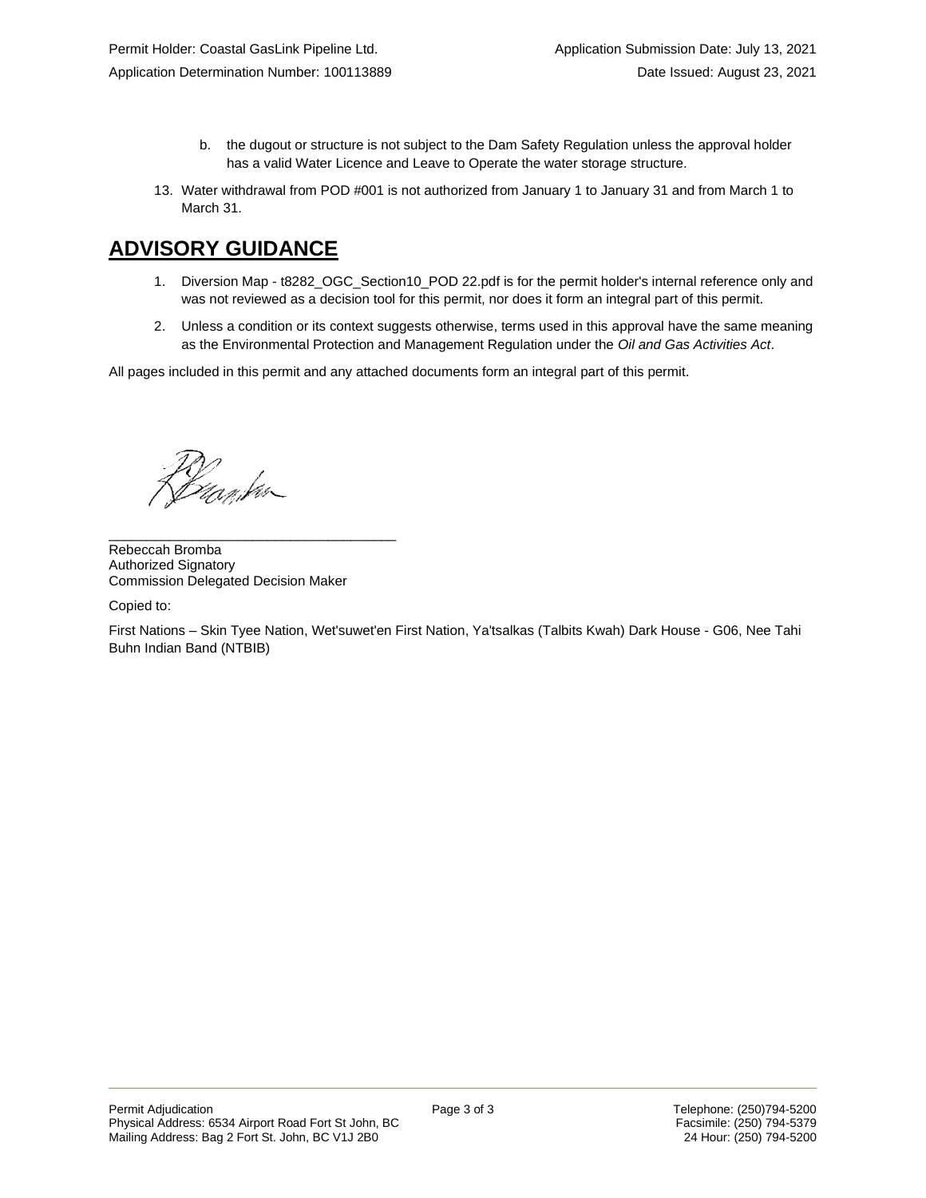b. the dugout or structure is not subject to the Dam Safety Regulation unless the approval holder has a valid Water Licence and Leave to Operate the water storage structure.

13. Water withdrawal from POD #001 is not authorized from January 1 to January 31 and from March 1 to March 31.

## ADVISORY GUIDANCE

1. Diversion Map - t8282_OGC_Section10_POD 22.pdf is for the permit holder's internal reference only and was not reviewed as a decision tool for this permit, nor does it form an integral part of this permit.
2. Unless a condition or its context suggests otherwise, terms used in this approval have the same meaning as the Environmental Protection and Management Regulation under the *Oil and Gas Activities Act*.

All pages included in this permit and any attached documents form an integral part of this permit.

\_\_\_\_\_\_\_\_\_\_\_\_\_\_\_\_\_\_\_\_\_\_\_\_\_\_\_\_\_\_\_\_\_\_\_\_\_\_

Rebeccah Bromba
Authorized Signatory
Commission Delegated Decision Maker

Copied to:

First Nations – Skin Tyee Nation, Wet'suwet'en First Nation, Ya'tsalkas (Talbits Kwah) Dark House - G06, Nee Tahi Buhn Indian Band (NTBIB)